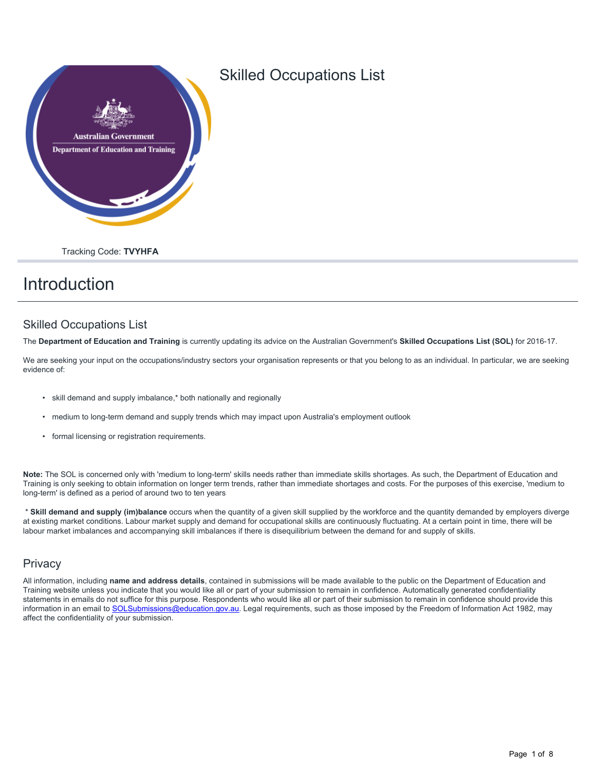# Skilled Occupations List

Tracking Code: **TVYHFA**

# Introduction

## Skilled Occupations List

The **Department of Education and Training** is currently updating its advice on the Australian Government's **Skilled Occupations List (SOL)** for 2016-17.

We are seeking your input on the occupations/industry sectors your organisation represents or that you belong to as an individual. In particular, we are seeking evidence of:

- skill demand and supply imbalance,* both nationally and regionally
- medium to long-term demand and supply trends which may impact upon Australia's employment outlook
- formal licensing or registration requirements.

**Note:** The SOL is concerned only with 'medium to long-term' skills needs rather than immediate skills shortages. As such, the Department of Education and Training is only seeking to obtain information on longer term trends, rather than immediate shortages and costs. For the purposes of this exercise, 'medium to long-term' is defined as a period of around two to ten years

\* **Skill demand and supply (im)balance** occurs when the quantity of a given skill supplied by the workforce and the quantity demanded by employers diverge at existing market conditions. Labour market supply and demand for occupational skills are continuously fluctuating. At a certain point in time, there will be labour market imbalances and accompanying skill imbalances if there is disequilibrium between the demand for and supply of skills.

## Privacy

All information, including **name and address details**, contained in submissions will be made available to the public on the Department of Education and Training website unless you indicate that you would like all or part of your submission to remain in confidence. Automatically generated confidentiality statements in emails do not suffice for this purpose. Respondents who would like all or part of their submission to remain in confidence should provide this information in an email to SOLSubmissions@education.gov.au. Legal requirements, such as those imposed by the Freedom of Information Act 1982, may affect the confidentiality of your submission.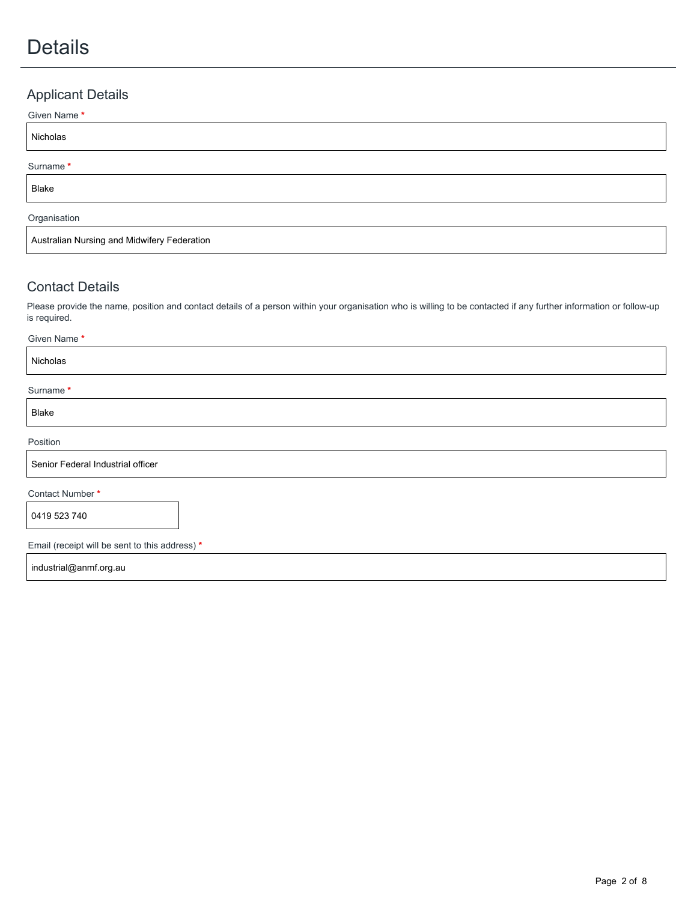# Details

## Applicant Details

Given Name *

Nicholas

Surname *

Blake

Organisation

Australian Nursing and Midwifery Federation

## Contact Details

Please provide the name, position and contact details of a person within your organisation who is willing to be contacted if any further information or follow-up is required.

Given Name *

Nicholas

Surname *

Blake

Position

Senior Federal Industrial officer

Contact Number *

0419 523 740

Email (receipt will be sent to this address) *

industrial@anmf.org.au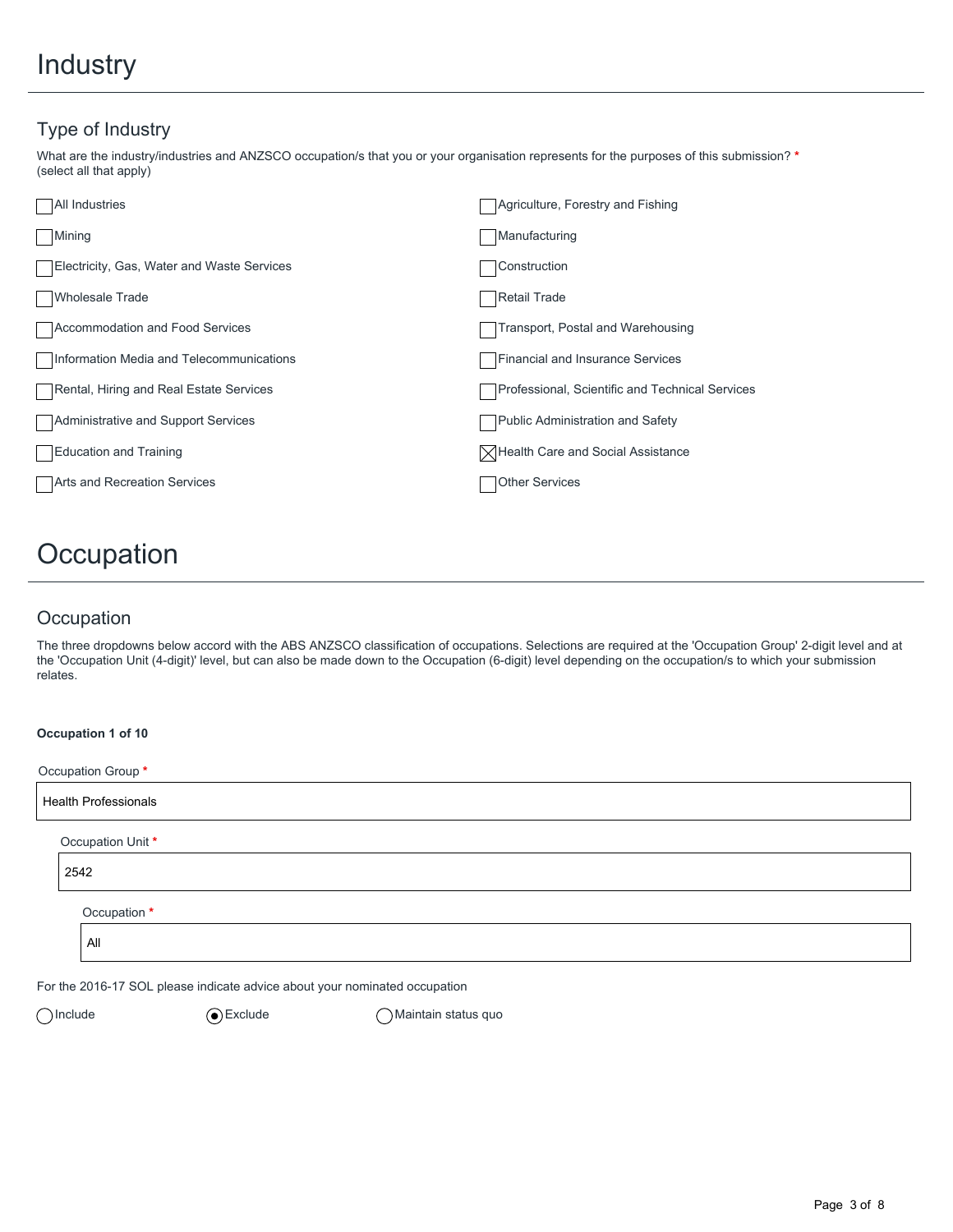# Industry

## Type of Industry

What are the industry/industries and ANZSCO occupation/s that you or your organisation represents for the purposes of this submission? *
(select all that apply)

- [ ] All Industries
- [ ] Agriculture, Forestry and Fishing
- [ ] Mining
- [ ] Manufacturing
- [ ] Electricity, Gas, Water and Waste Services
- [ ] Construction
- [ ] Wholesale Trade
- [ ] Retail Trade
- [ ] Accommodation and Food Services
- [ ] Transport, Postal and Warehousing
- [ ] Information Media and Telecommunications
- [ ] Financial and Insurance Services
- [ ] Rental, Hiring and Real Estate Services
- [ ] Professional, Scientific and Technical Services
- [ ] Administrative and Support Services
- [ ] Public Administration and Safety
- [ ] Education and Training
- [x] Health Care and Social Assistance
- [ ] Arts and Recreation Services
- [ ] Other Services

# Occupation

## Occupation

The three dropdowns below accord with the ABS ANZSCO classification of occupations. Selections are required at the 'Occupation Group' 2-digit level and at the 'Occupation Unit (4-digit)' level, but can also be made down to the Occupation (6-digit) level depending on the occupation/s to which your submission relates.

**Occupation 1 of 10**

Occupation Group *

Health Professionals

Occupation Unit *

2542

Occupation *

All

For the 2016-17 SOL please indicate advice about your nominated occupation

- ( ) Include
- (•) Exclude
- ( ) Maintain status quo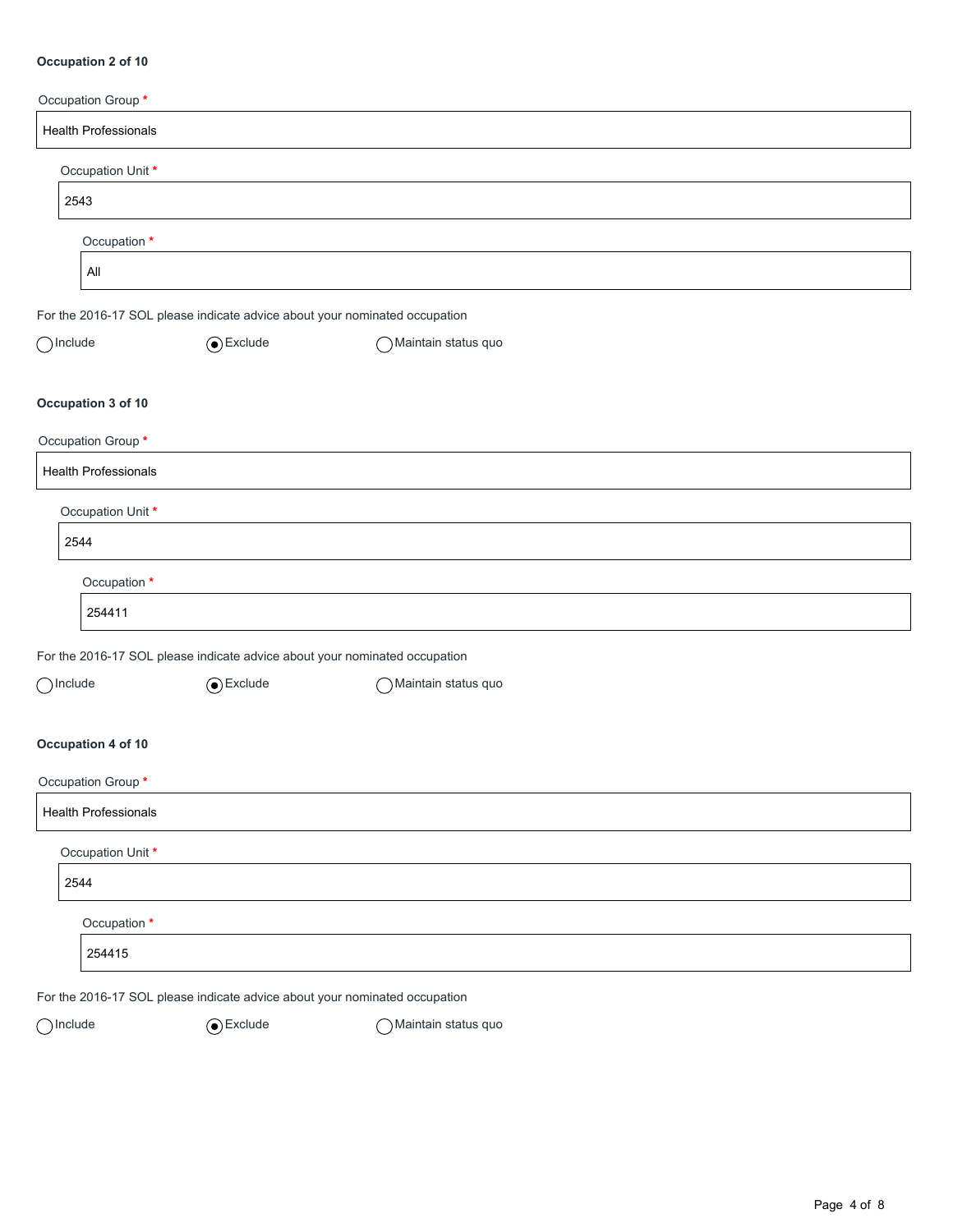**Occupation 2 of 10**

Occupation Group *

Health Professionals

Occupation Unit *

2543

Occupation *

All

For the 2016-17 SOL please indicate advice about your nominated occupation

○ Include ◉ Exclude ○ Maintain status quo

**Occupation 3 of 10**

Occupation Group *

Health Professionals

Occupation Unit *

2544

Occupation *

254411

For the 2016-17 SOL please indicate advice about your nominated occupation

○ Include ◉ Exclude ○ Maintain status quo

**Occupation 4 of 10**

Occupation Group *

Health Professionals

Occupation Unit *

2544

Occupation *

254415

For the 2016-17 SOL please indicate advice about your nominated occupation

○ Include ◉ Exclude ○ Maintain status quo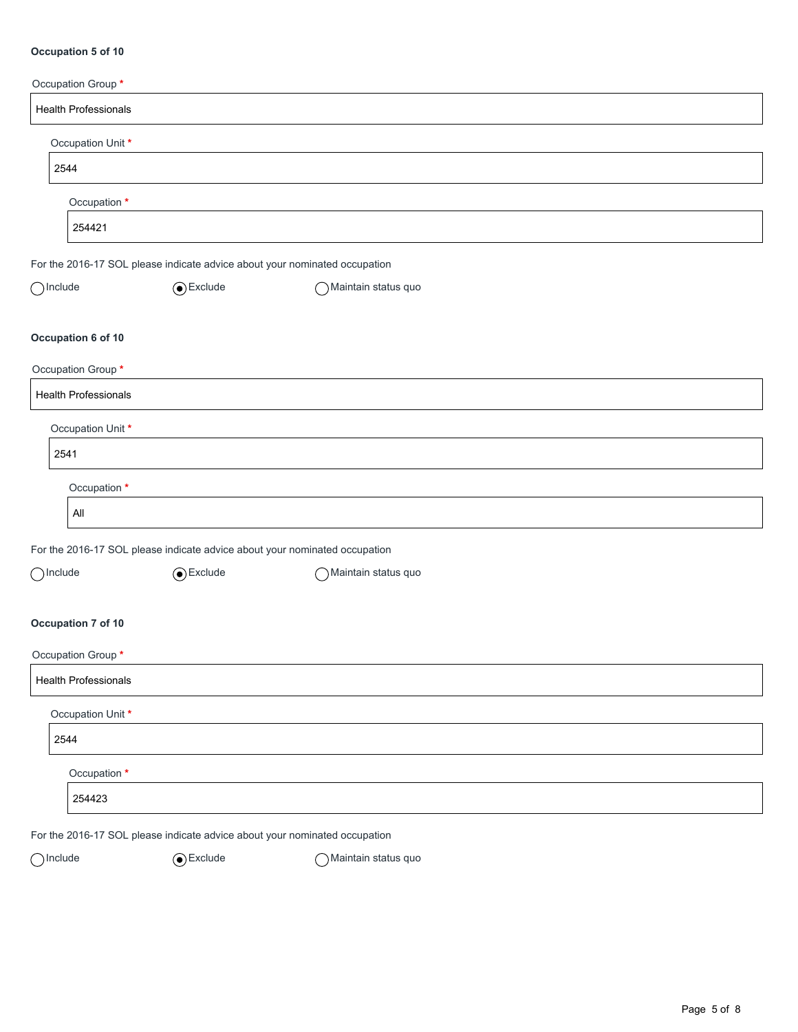**Occupation 5 of 10**

Occupation Group *

Health Professionals

Occupation Unit *

2544

Occupation *

254421

For the 2016-17 SOL please indicate advice about your nominated occupation

○ Include ◉ Exclude ○ Maintain status quo

**Occupation 6 of 10**

Occupation Group *

Health Professionals

Occupation Unit *

2541

Occupation *

All

For the 2016-17 SOL please indicate advice about your nominated occupation

○ Include ◉ Exclude ○ Maintain status quo

**Occupation 7 of 10**

Occupation Group *

Health Professionals

Occupation Unit *

2544

Occupation *

254423

For the 2016-17 SOL please indicate advice about your nominated occupation

○ Include ◉ Exclude ○ Maintain status quo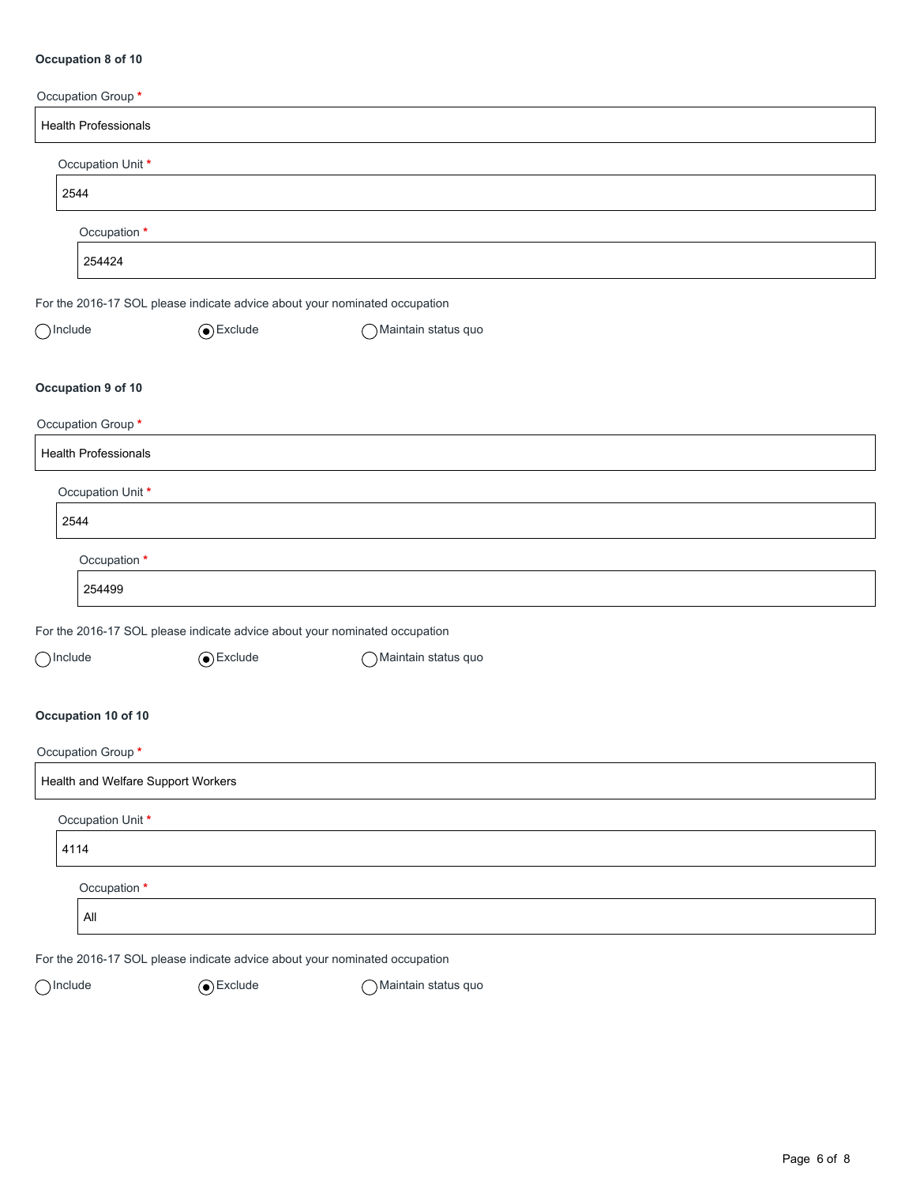**Occupation 8 of 10**

Occupation Group *

Health Professionals

Occupation Unit *

2544

Occupation *

254424

For the 2016-17 SOL please indicate advice about your nominated occupation

○ Include ◉ Exclude ○ Maintain status quo

**Occupation 9 of 10**

Occupation Group *

Health Professionals

Occupation Unit *

2544

Occupation *

254499

For the 2016-17 SOL please indicate advice about your nominated occupation

○ Include ◉ Exclude ○ Maintain status quo

**Occupation 10 of 10**

Occupation Group *

Health and Welfare Support Workers

Occupation Unit *

4114

Occupation *

All

For the 2016-17 SOL please indicate advice about your nominated occupation

○ Include ◉ Exclude ○ Maintain status quo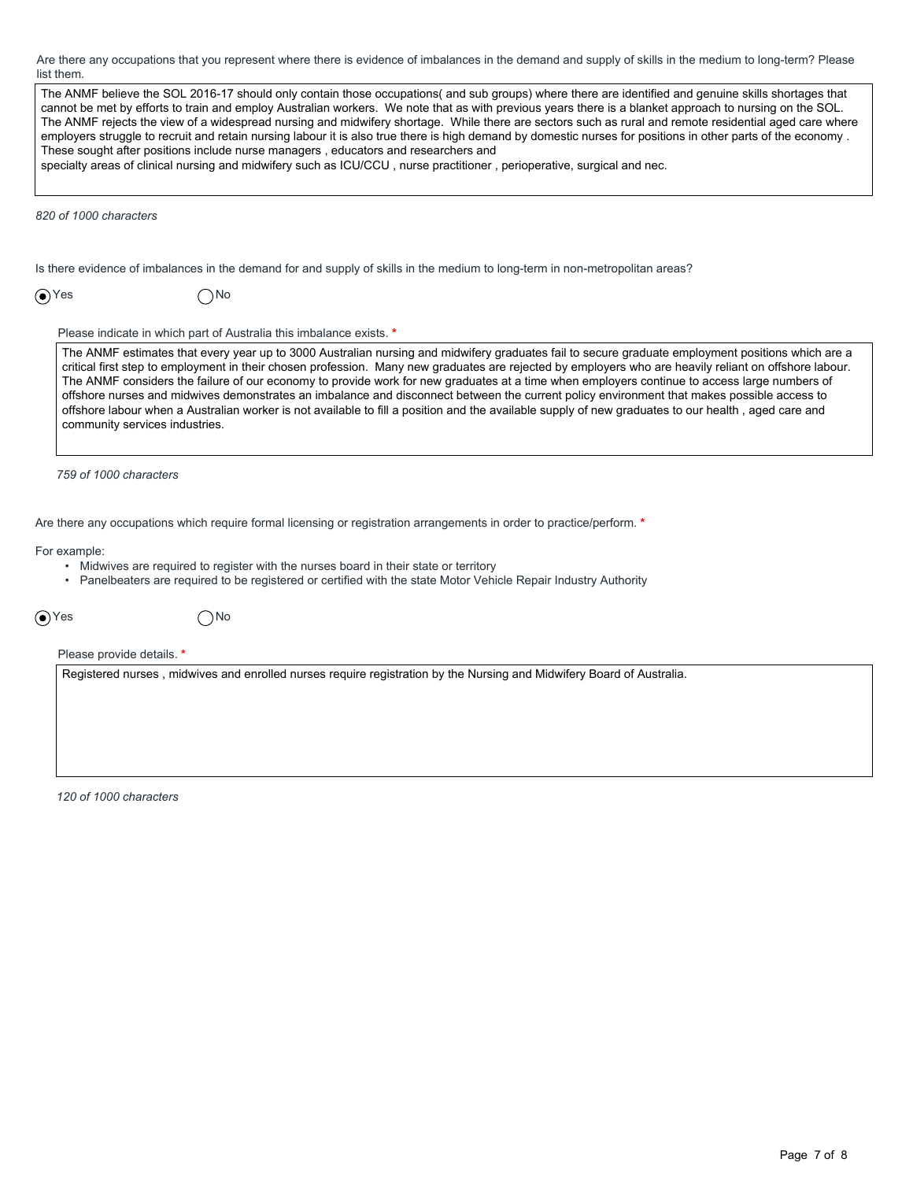Are there any occupations that you represent where there is evidence of imbalances in the demand and supply of skills in the medium to long-term? Please list them.

> The ANMF believe the SOL 2016-17 should only contain those occupations( and sub groups) where there are identified and genuine skills shortages that cannot be met by efforts to train and employ Australian workers. We note that as with previous years there is a blanket approach to nursing on the SOL. The ANMF rejects the view of a widespread nursing and midwifery shortage. While there are sectors such as rural and remote residential aged care where employers struggle to recruit and retain nursing labour it is also true there is high demand by domestic nurses for positions in other parts of the economy . These sought after positions include nurse managers , educators and researchers and
> specialty areas of clinical nursing and midwifery such as ICU/CCU , nurse practitioner , perioperative, surgical and nec.

*820 of 1000 characters*

Is there evidence of imbalances in the demand for and supply of skills in the medium to long-term in non-metropolitan areas?

(●) Yes ( ) No

Please indicate in which part of Australia this imbalance exists. *

> The ANMF estimates that every year up to 3000 Australian nursing and midwifery graduates fail to secure graduate employment positions which are a critical first step to employment in their chosen profession. Many new graduates are rejected by employers who are heavily reliant on offshore labour. The ANMF considers the failure of our economy to provide work for new graduates at a time when employers continue to access large numbers of offshore nurses and midwives demonstrates an imbalance and disconnect between the current policy environment that makes possible access to offshore labour when a Australian worker is not available to fill a position and the available supply of new graduates to our health , aged care and community services industries.

*759 of 1000 characters*

Are there any occupations which require formal licensing or registration arrangements in order to practice/perform. *

For example:

- Midwives are required to register with the nurses board in their state or territory
- Panelbeaters are required to be registered or certified with the state Motor Vehicle Repair Industry Authority

(●) Yes ( ) No

Please provide details. *

> Registered nurses , midwives and enrolled nurses require registration by the Nursing and Midwifery Board of Australia.

*120 of 1000 characters*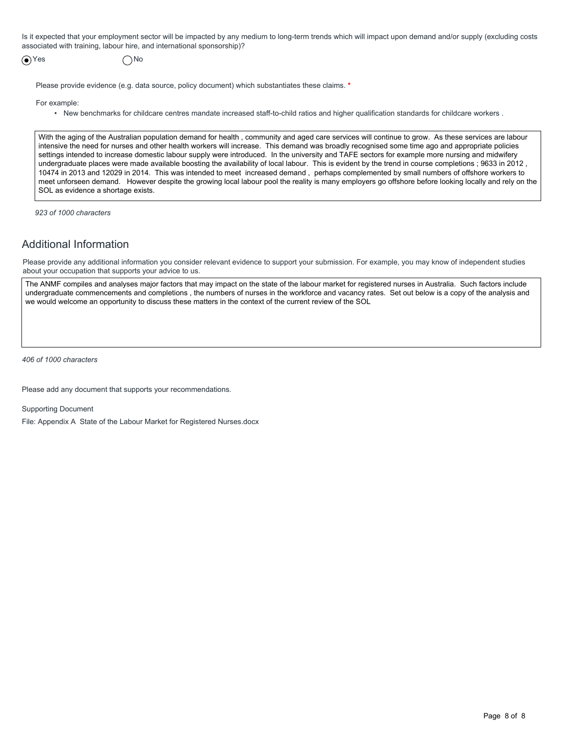Is it expected that your employment sector will be impacted by any medium to long-term trends which will impact upon demand and/or supply (excluding costs associated with training, labour hire, and international sponsorship)?

(•) Yes    ( ) No

Please provide evidence (e.g. data source, policy document) which substantiates these claims. *

For example:

- New benchmarks for childcare centres mandate increased staff-to-child ratios and higher qualification standards for childcare workers .

With the aging of the Australian population demand for health , community and aged care services will continue to grow. As these services are labour intensive the need for nurses and other health workers will increase. This demand was broadly recognised some time ago and appropriate policies settings intended to increase domestic labour supply were introduced. In the university and TAFE sectors for example more nursing and midwifery undergraduate places were made available boosting the availability of local labour. This is evident by the trend in course completions ; 9633 in 2012 , 10474 in 2013 and 12029 in 2014. This was intended to meet increased demand , perhaps complemented by small numbers of offshore workers to meet unforseen demand. However despite the growing local labour pool the reality is many employers go offshore before looking locally and rely on the SOL as evidence a shortage exists.

*923 of 1000 characters*

## Additional Information

Please provide any additional information you consider relevant evidence to support your submission. For example, you may know of independent studies about your occupation that supports your advice to us.

The ANMF compiles and analyses major factors that may impact on the state of the labour market for registered nurses in Australia. Such factors include undergraduate commencements and completions , the numbers of nurses in the workforce and vacancy rates. Set out below is a copy of the analysis and we would welcome an opportunity to discuss these matters in the context of the current review of the SOL

*406 of 1000 characters*

Please add any document that supports your recommendations.

Supporting Document

File: Appendix A State of the Labour Market for Registered Nurses.docx